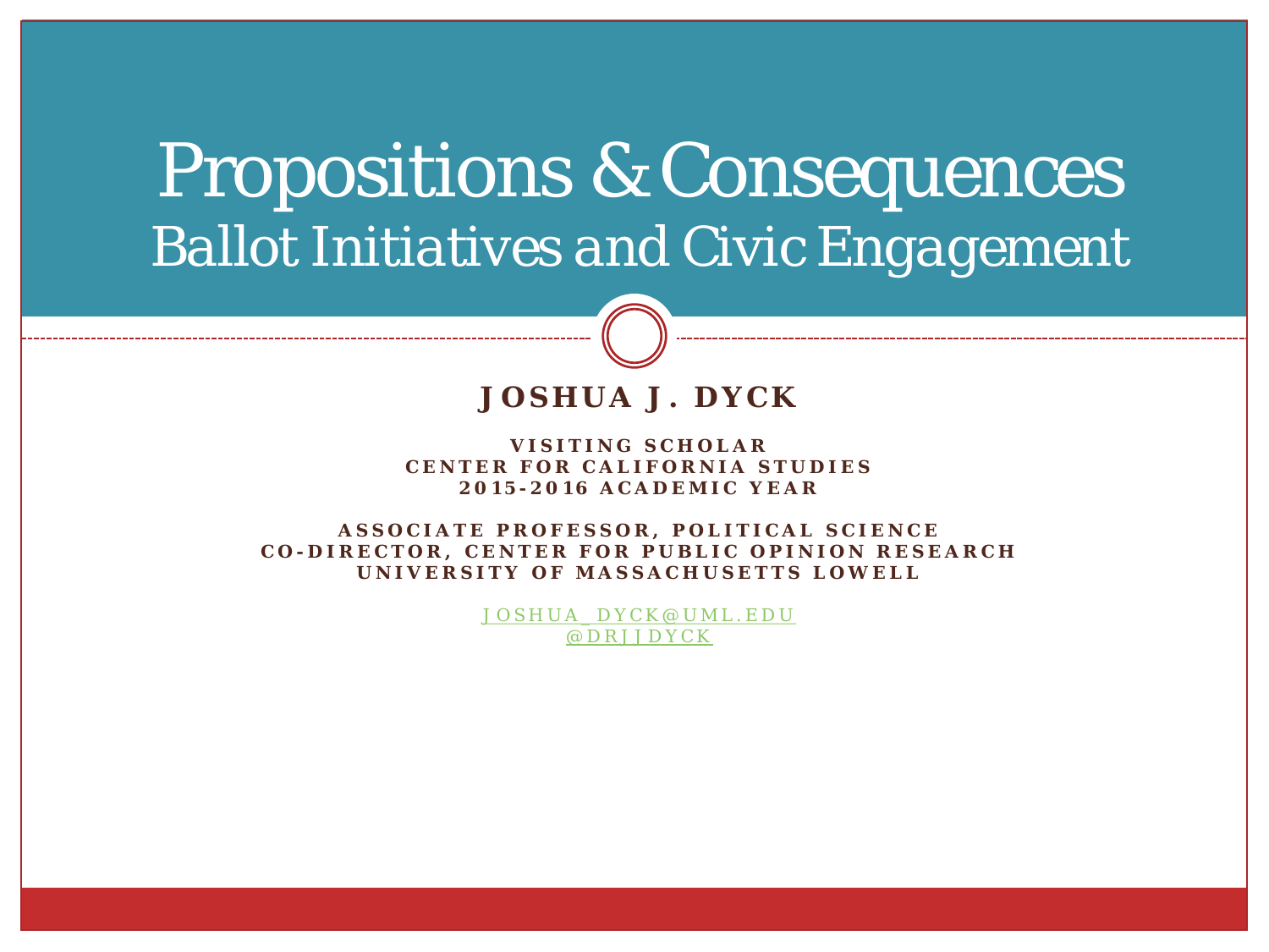# Propositions & Consequences

## Ballot Initiatives and Civic Engagement

**JOSHUA J. DYCK**

**VISITING SCHOLAR**
**CENTER FOR CALIFORNIA STUDIES**
**2015-2016 ACADEMIC YEAR**

**ASSOCIATE PROFESSOR, POLITICAL SCIENCE**
**CO-DIRECTOR, CENTER FOR PUBLIC OPINION RESEARCH**
**UNIVERSITY OF MASSACHUSETTS LOWELL**

JOSHUA_DYCK@UML.EDU
@DRJJDYCK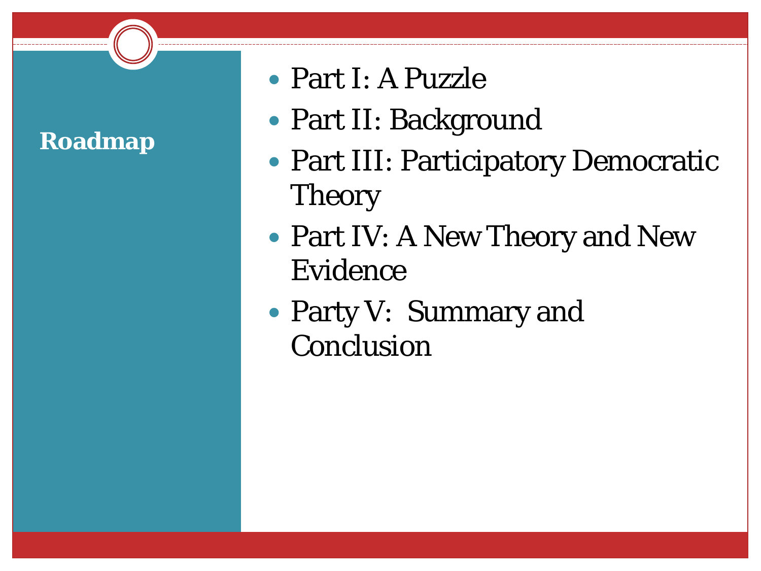## Roadmap

- Part I: A Puzzle
- Part II: Background
- Part III: Participatory Democratic Theory
- Part IV: A New Theory and New Evidence
- Party V: Summary and Conclusion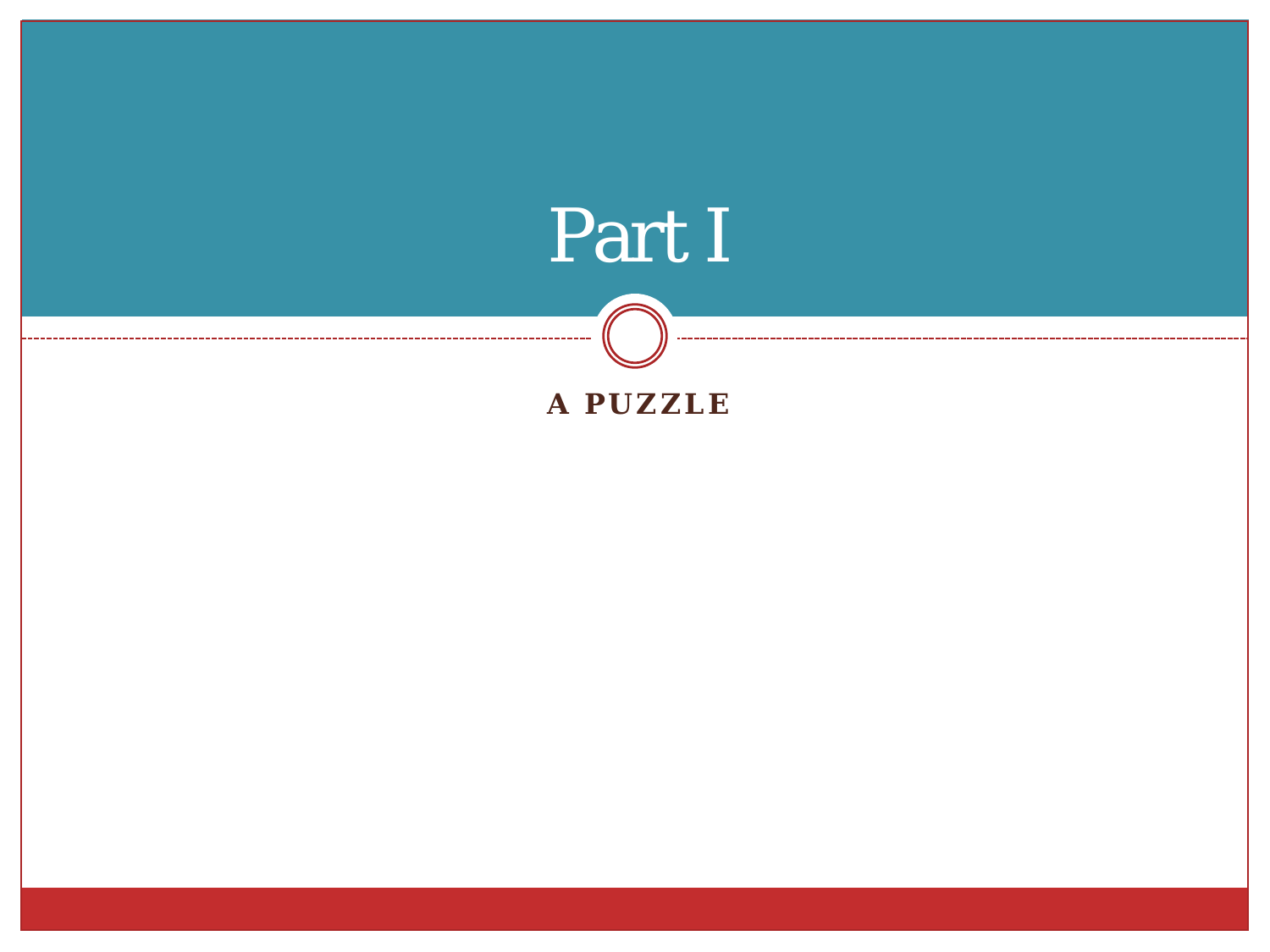# Part I

**A PUZZLE**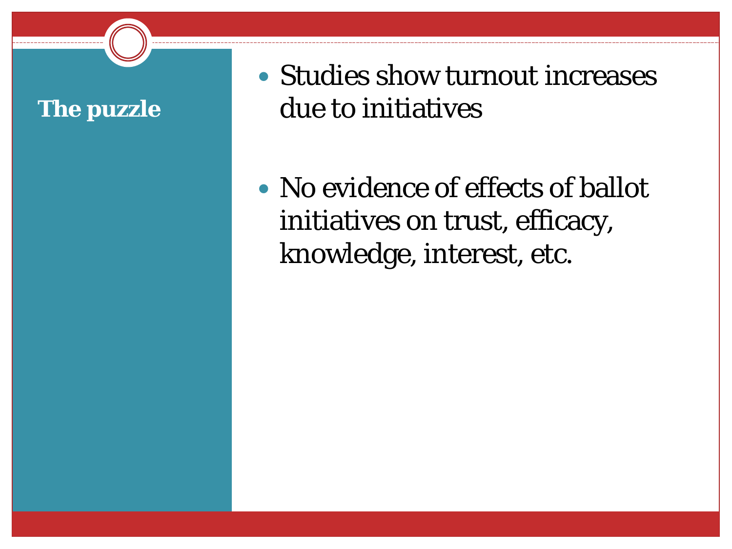## The puzzle

- Studies show turnout increases due to initiatives
- No evidence of effects of ballot initiatives on trust, efficacy, knowledge, interest, etc.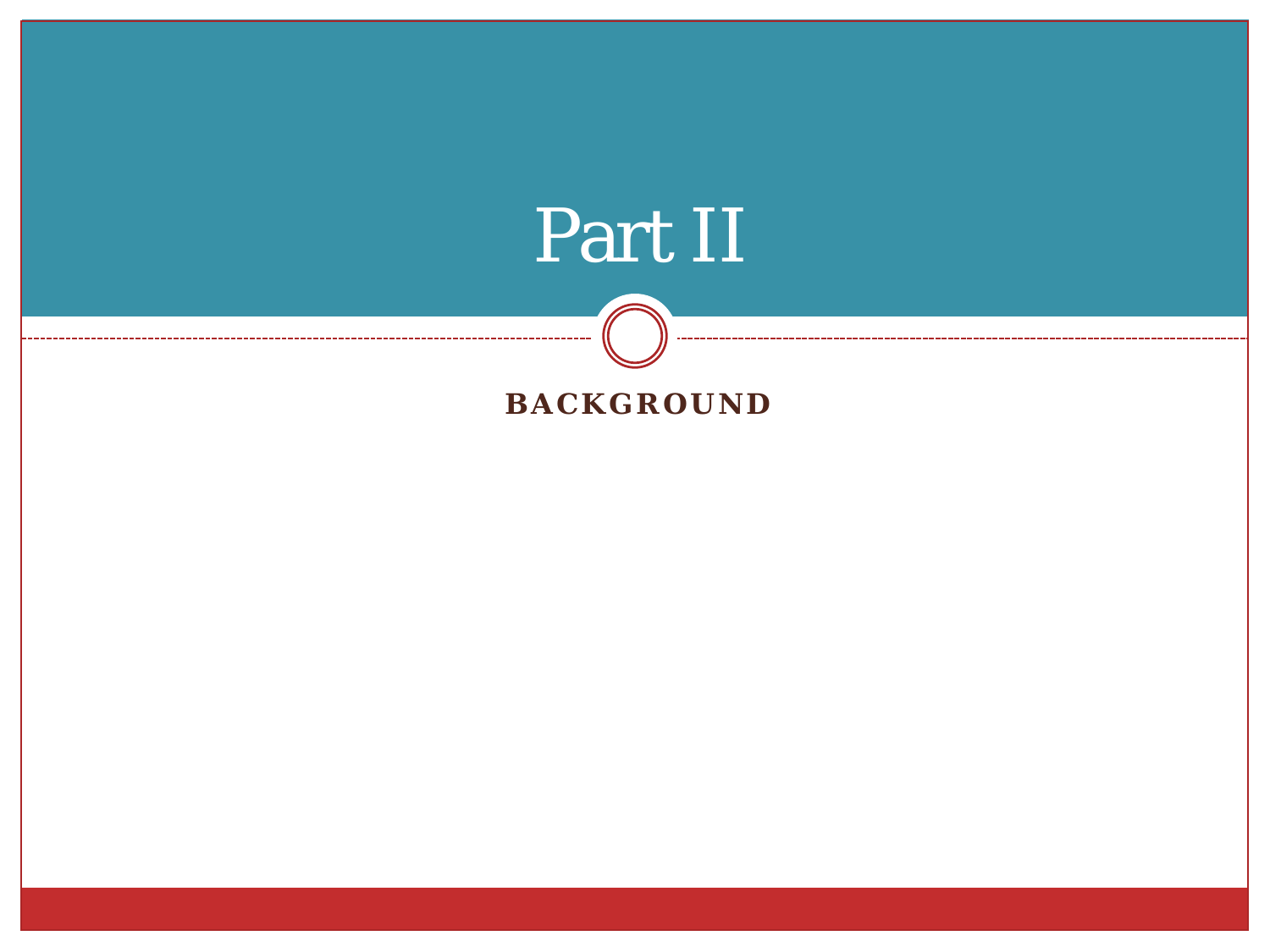# Part II

## BACKGROUND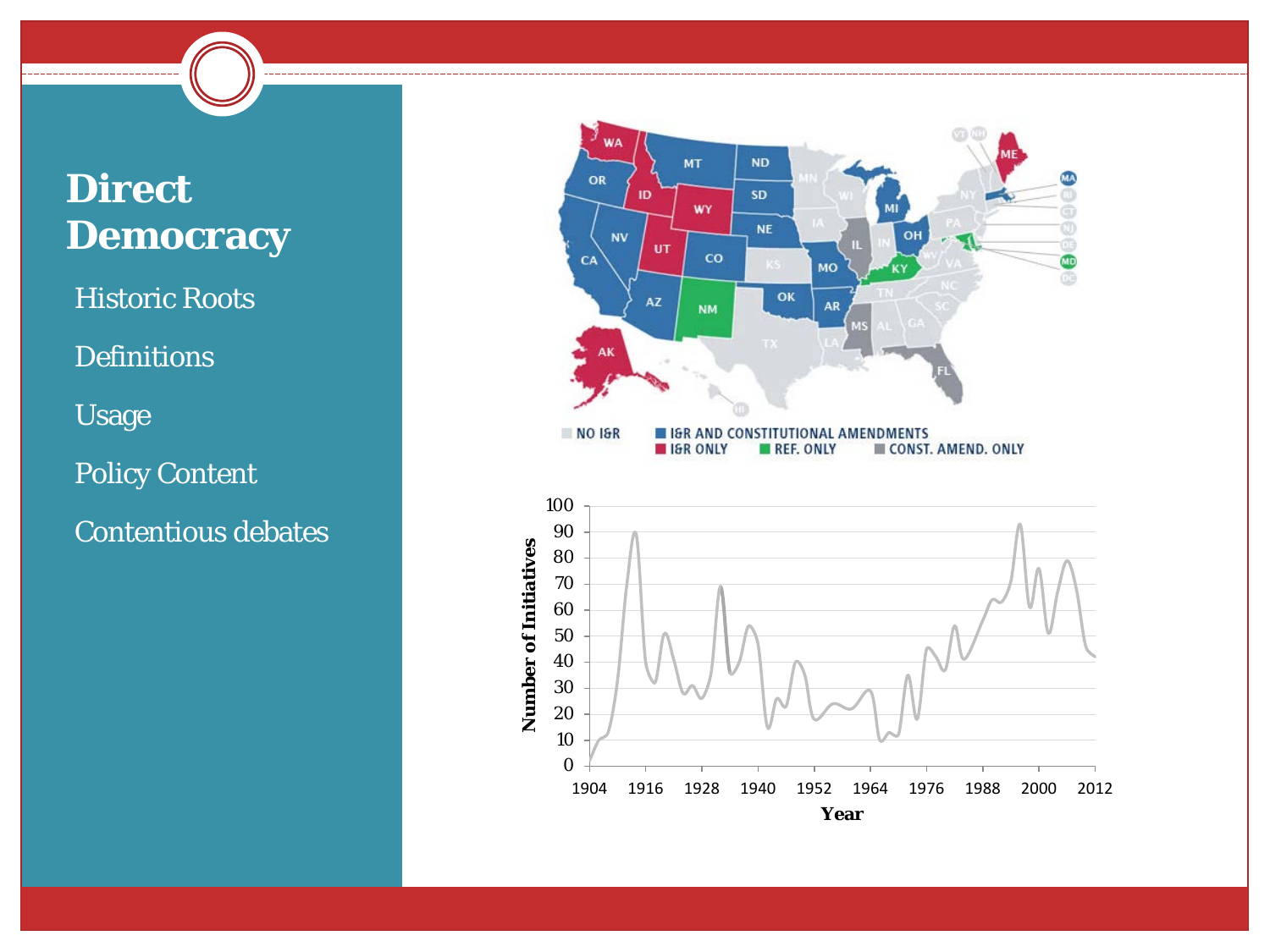# Direct Democracy

- Historic Roots
- Definitions
- Usage
- Policy Content
- Contentious debates

NO I&R | I&R AND CONSTITUTIONAL AMENDMENTS | I&R ONLY | REF. ONLY | CONST. AMEND. ONLY

Number of Initiatives

Year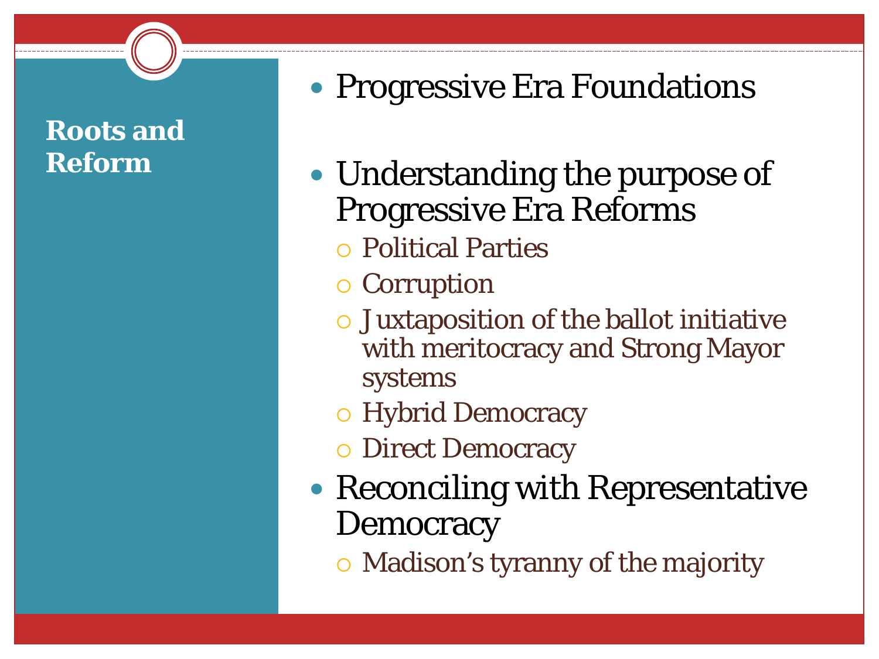## Roots and Reform

- Progressive Era Foundations
- Understanding the purpose of Progressive Era Reforms
  - Political Parties
  - Corruption
  - Juxtaposition of the ballot initiative with meritocracy and Strong Mayor systems
  - Hybrid Democracy
  - Direct Democracy
- Reconciling with Representative Democracy
  - Madison's tyranny of the majority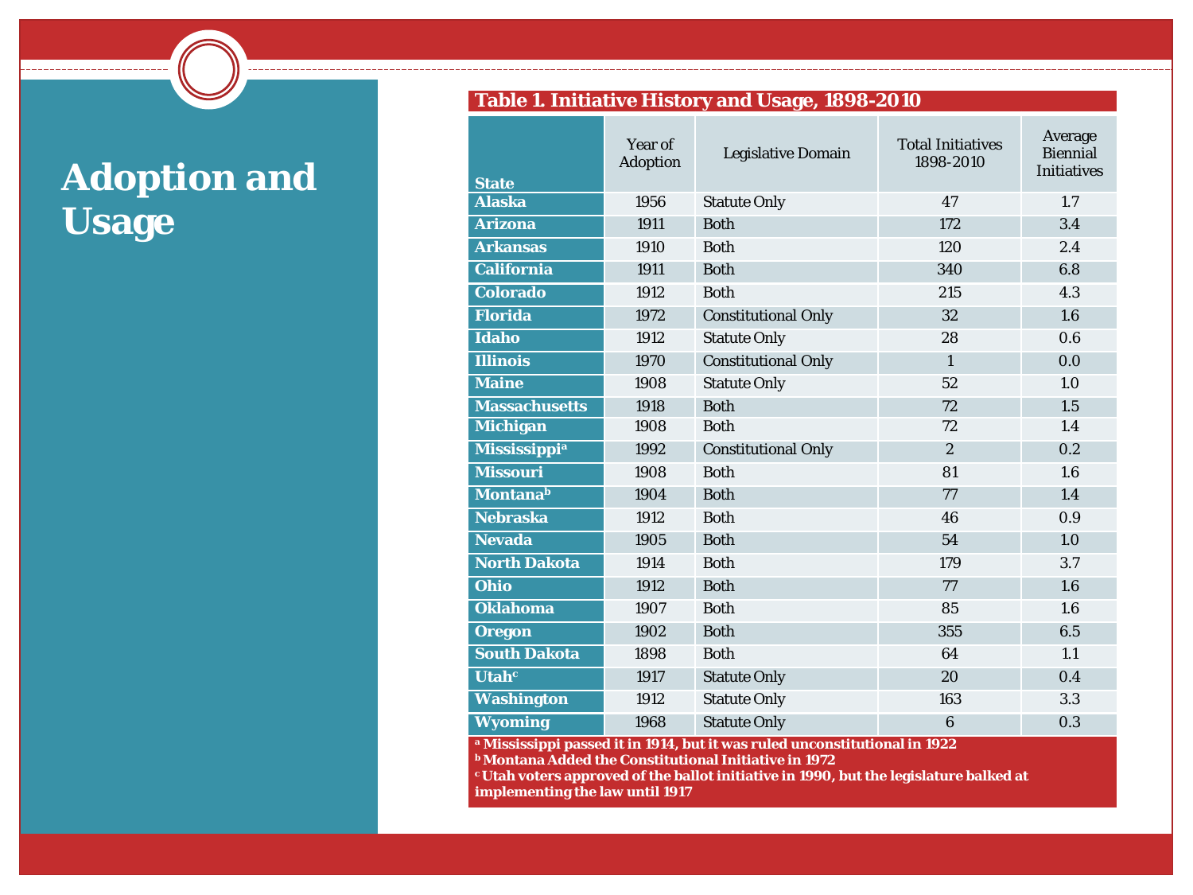# Adoption and Usage

**Table 1. Initiative History and Usage, 1898-2010**

| State | Year of Adoption | Legislative Domain | Total Initiatives 1898-2010 | Average Biennial Initiatives |
|---|---|---|---|---|
| **Alaska** | 1956 | Statute Only | 47 | 1.7 |
| **Arizona** | 1911 | Both | 172 | 3.4 |
| **Arkansas** | 1910 | Both | 120 | 2.4 |
| **California** | 1911 | Both | 340 | 6.8 |
| **Colorado** | 1912 | Both | 215 | 4.3 |
| **Florida** | 1972 | Constitutional Only | 32 | 1.6 |
| **Idaho** | 1912 | Statute Only | 28 | 0.6 |
| **Illinois** | 1970 | Constitutional Only | 1 | 0.0 |
| **Maine** | 1908 | Statute Only | 52 | 1.0 |
| **Massachusetts** | 1918 | Both | 72 | 1.5 |
| **Michigan** | 1908 | Both | 72 | 1.4 |
| **Mississippi**[a] | 1992 | Constitutional Only | 2 | 0.2 |
| **Missouri** | 1908 | Both | 81 | 1.6 |
| **Montana**[b] | 1904 | Both | 77 | 1.4 |
| **Nebraska** | 1912 | Both | 46 | 0.9 |
| **Nevada** | 1905 | Both | 54 | 1.0 |
| **North Dakota** | 1914 | Both | 179 | 3.7 |
| **Ohio** | 1912 | Both | 77 | 1.6 |
| **Oklahoma** | 1907 | Both | 85 | 1.6 |
| **Oregon** | 1902 | Both | 355 | 6.5 |
| **South Dakota** | 1898 | Both | 64 | 1.1 |
| **Utah**[c] | 1917 | Statute Only | 20 | 0.4 |
| **Washington** | 1912 | Statute Only | 163 | 3.3 |
| **Wyoming** | 1968 | Statute Only | 6 | 0.3 |

[a] Mississippi passed it in 1914, but it was ruled unconstitutional in 1922
[b] Montana Added the Constitutional Initiative in 1972
[c] Utah voters approved of the ballot initiative in 1990, but the legislature balked at implementing the law until 1917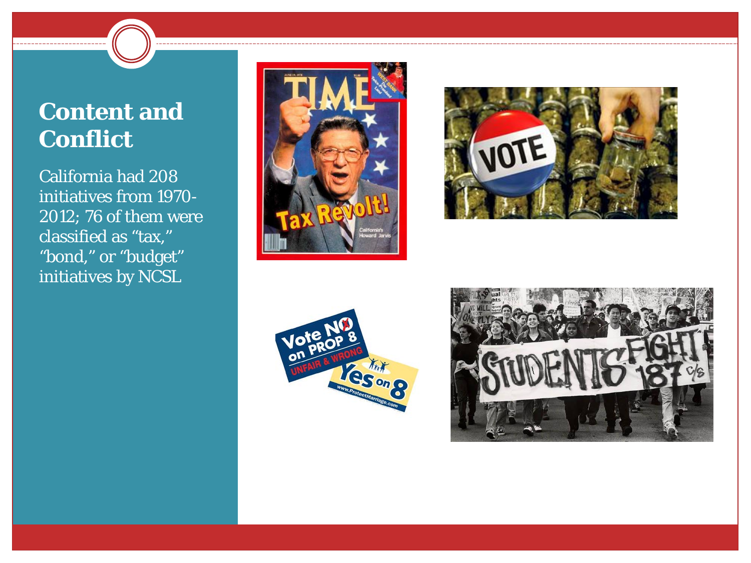# Content and Conflict

California had 208 initiatives from 1970-2012; 76 of them were classified as “tax,” “bond,” or “budget” initiatives by NCSL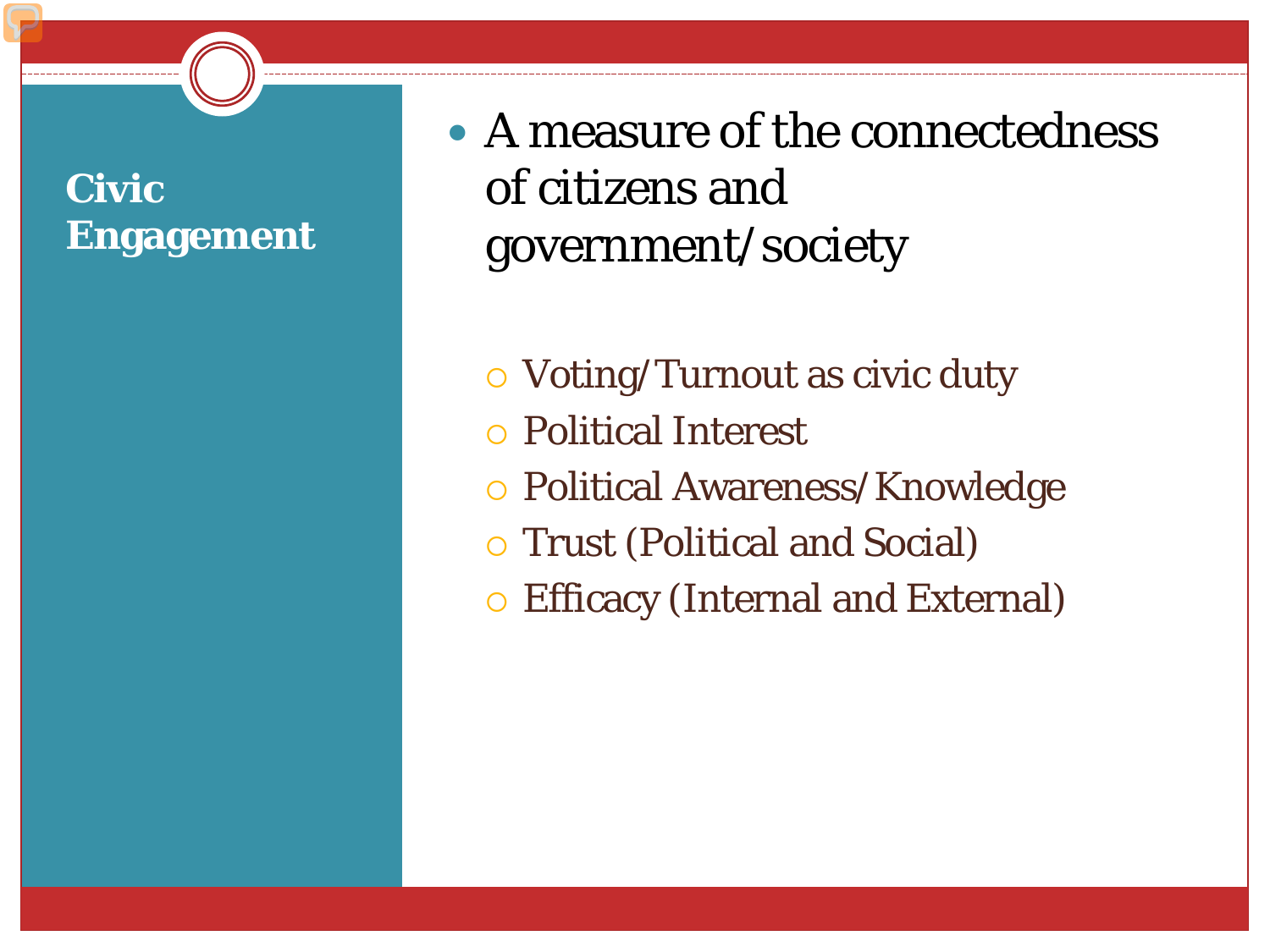## Civic Engagement

- A measure of the connectedness of citizens and government/society
  - Voting/Turnout as civic duty
  - Political Interest
  - Political Awareness/Knowledge
  - Trust (Political and Social)
  - Efficacy (Internal and External)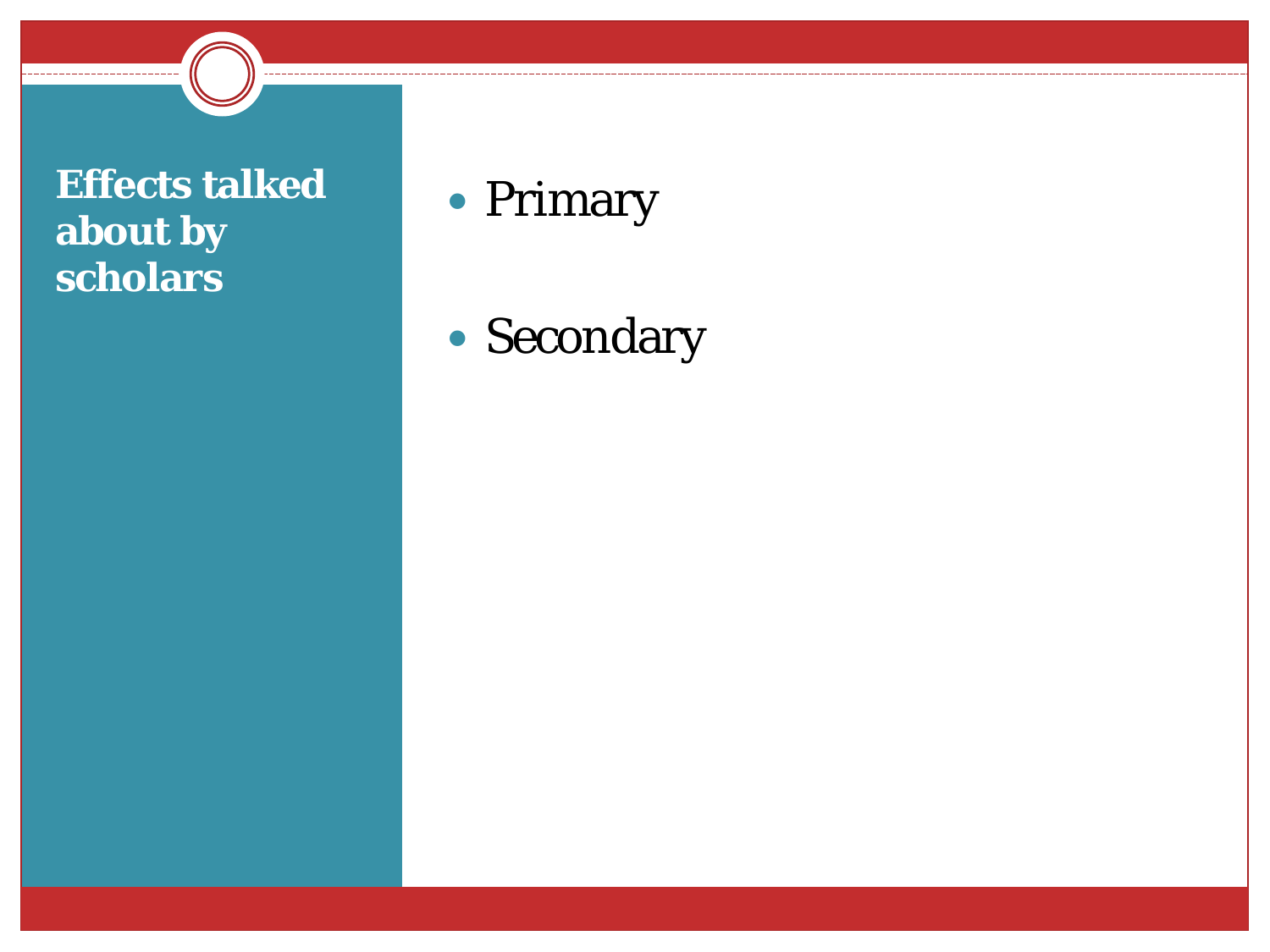## Effects talked about by scholars

- Primary
- Secondary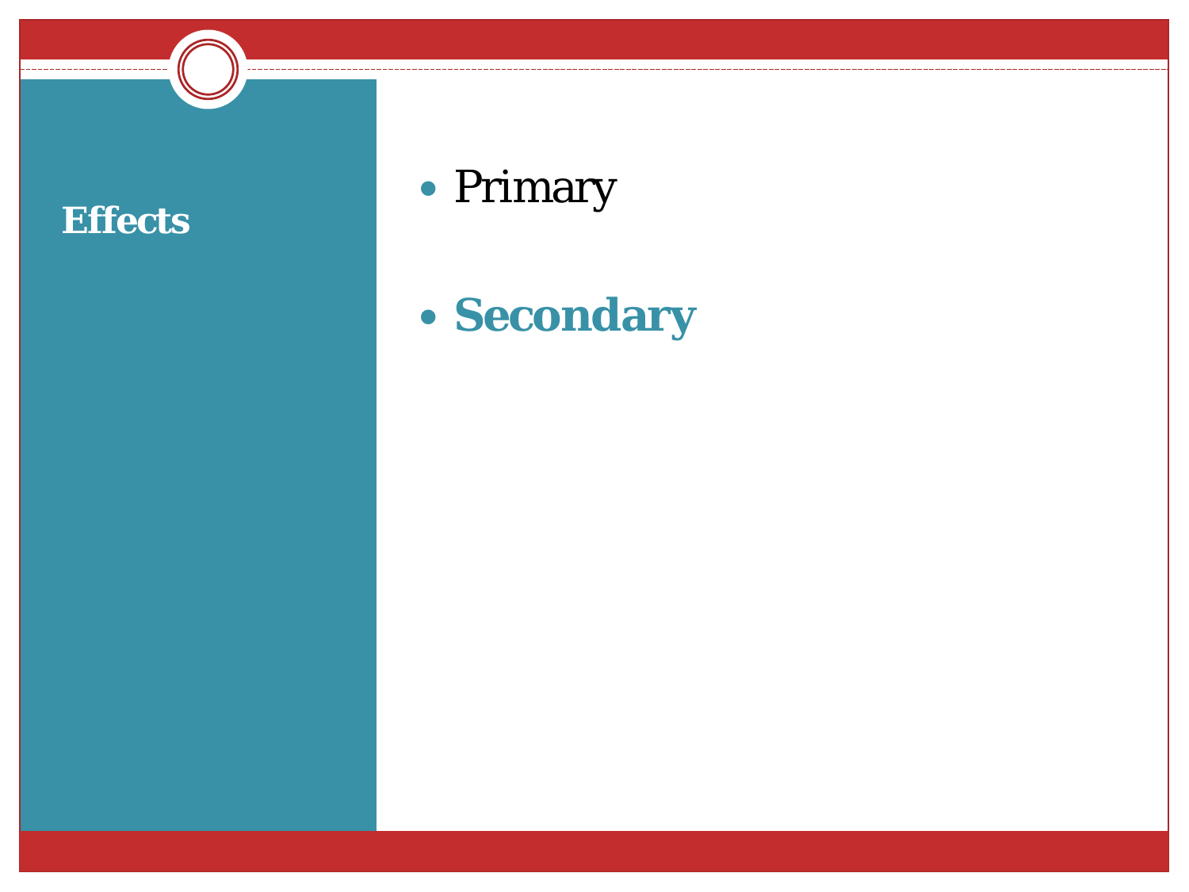# Effects

- Primary
- **Secondary**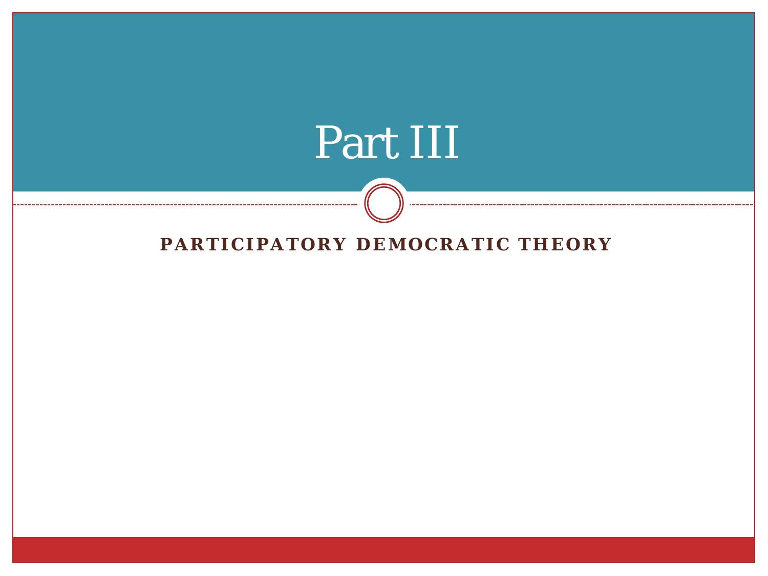# Part III

## PARTICIPATORY DEMOCRATIC THEORY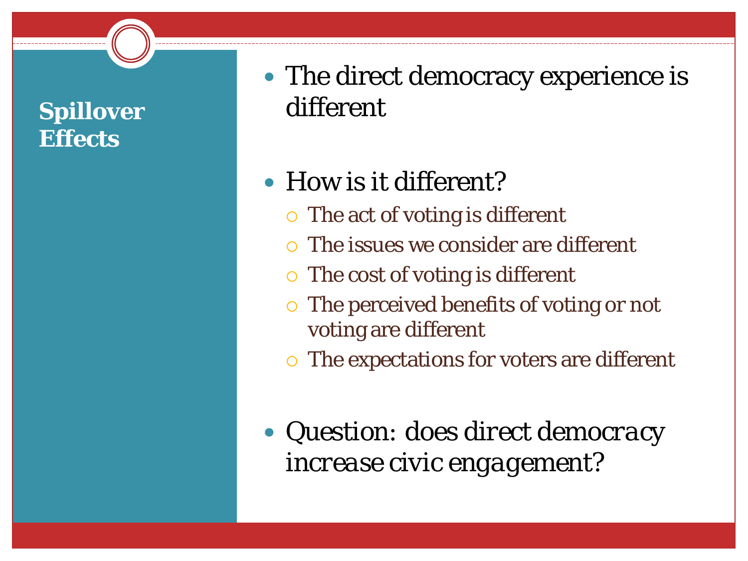## Spillover Effects

- The direct democracy experience is different
- How is it different?
  - The act of voting is different
  - The issues we consider are different
  - The cost of voting is different
  - The perceived benefits of voting or not voting are different
  - The expectations for voters are different
- Question: *does direct democracy increase civic engagement?*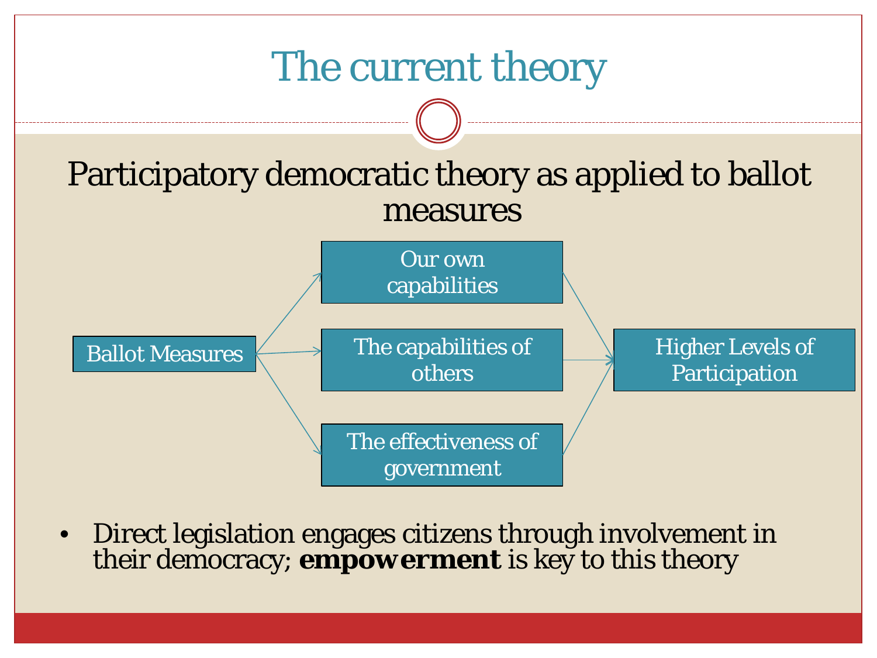# The current theory

Participatory democratic theory as applied to ballot measures

Ballot Measures

Our own capabilities

The capabilities of others

The effectiveness of government

Higher Levels of Participation

- Direct legislation engages citizens through involvement in their democracy; **empowerment** is key to this theory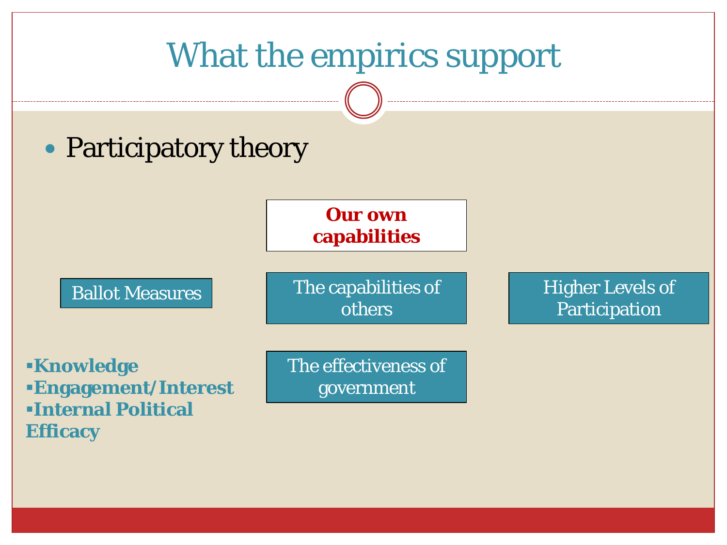# What the empirics support

- Participatory theory

**Our own capabilities**

Ballot Measures

The capabilities of others

Higher Levels of Participation

The effectiveness of government

- **Knowledge**
- **Engagement/Interest**
- **Internal Political Efficacy**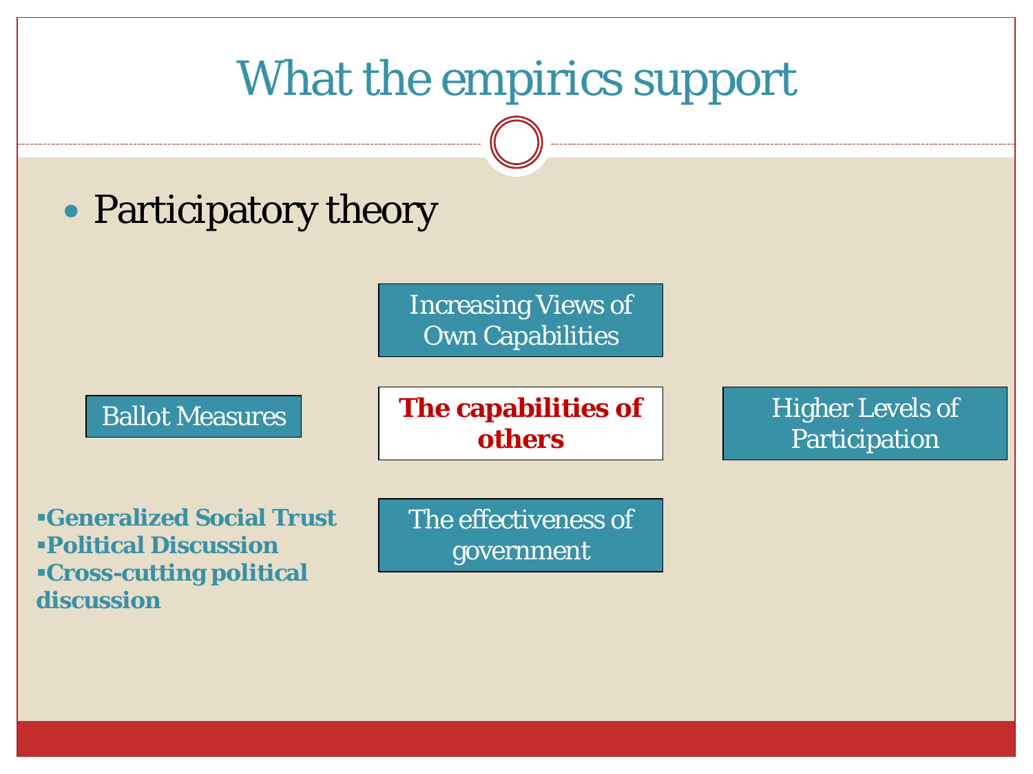# What the empirics support

- Participatory theory

Increasing Views of Own Capabilities

Ballot Measures

**The capabilities of others**

Higher Levels of Participation

The effectiveness of government

- **Generalized Social Trust**
- **Political Discussion**
- **Cross-cutting political discussion**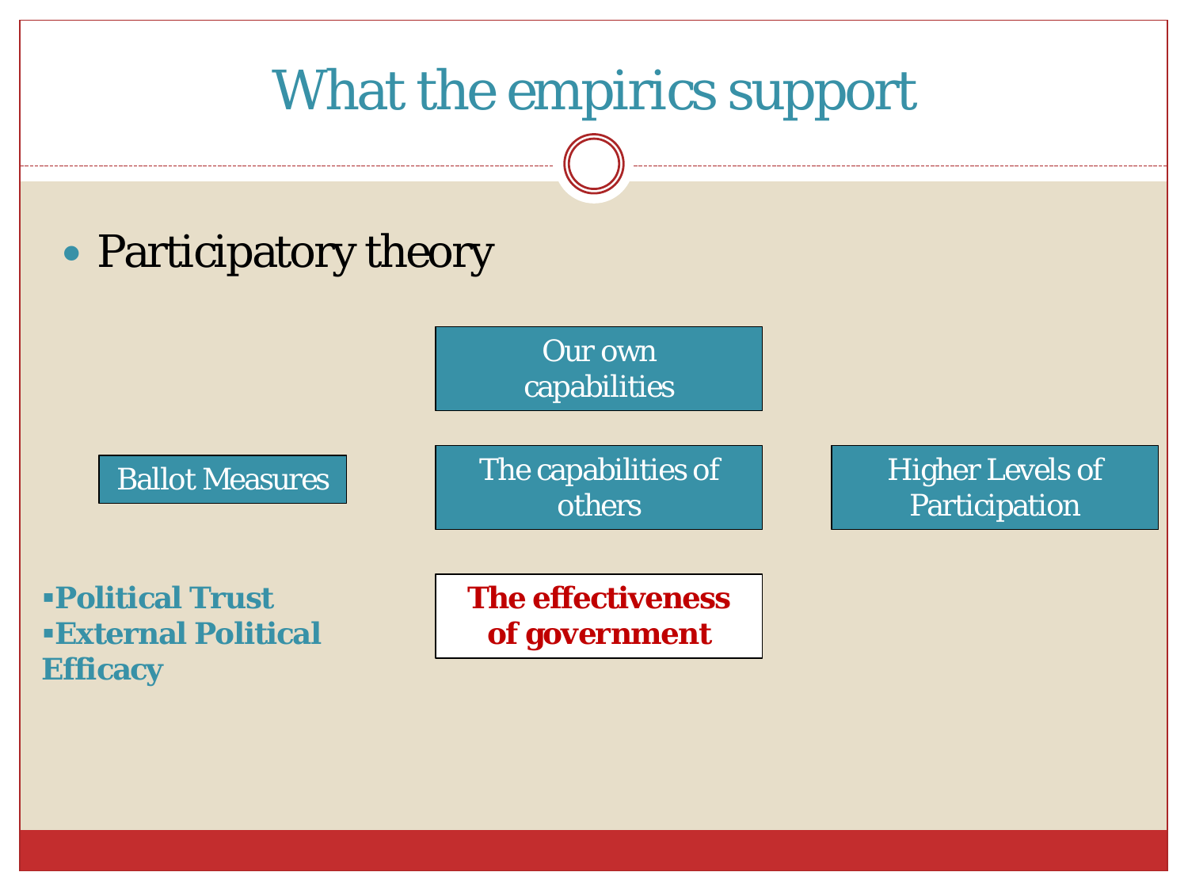# What the empirics support

- Participatory theory

Our own capabilities

Ballot Measures

The capabilities of others

Higher Levels of Participation

**The effectiveness of government**

- **Political Trust**
- **External Political Efficacy**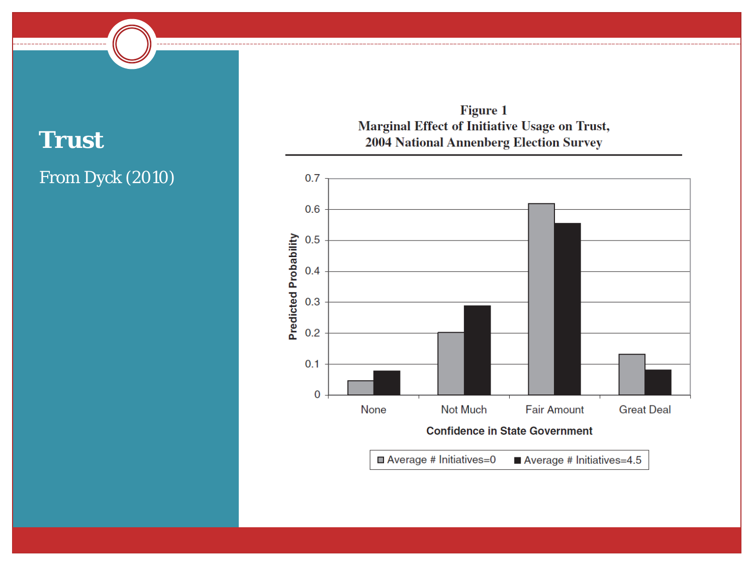# Trust

From Dyck (2010)

**Figure 1**
**Marginal Effect of Initiative Usage on Trust, 2004 National Annenberg Election Survey**

Predicted Probability

| Confidence in State Government | Average # Initiatives=0 | Average # Initiatives=4.5 |
|---|---|---|
| None | 0.05 | 0.08 |
| Not Much | 0.20 | 0.29 |
| Fair Amount | 0.62 | 0.56 |
| Great Deal | 0.13 | 0.08 |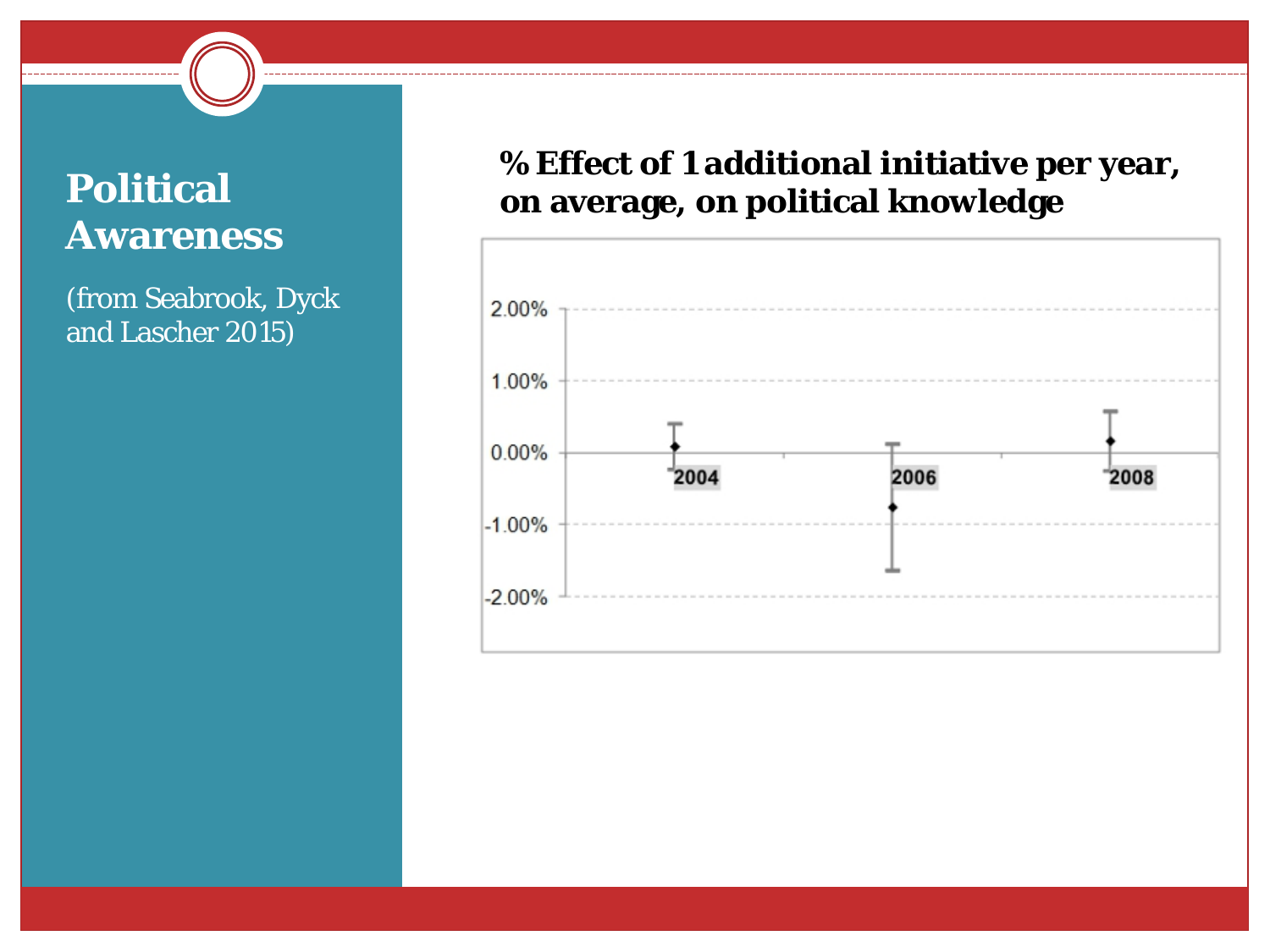# Political Awareness

(from Seabrook, Dyck and Lascher 2015)

**% Effect of 1 additional initiative per year, on average, on political knowledge**

2.00%
1.00%
0.00%
-1.00%
-2.00%

2004
2006
2008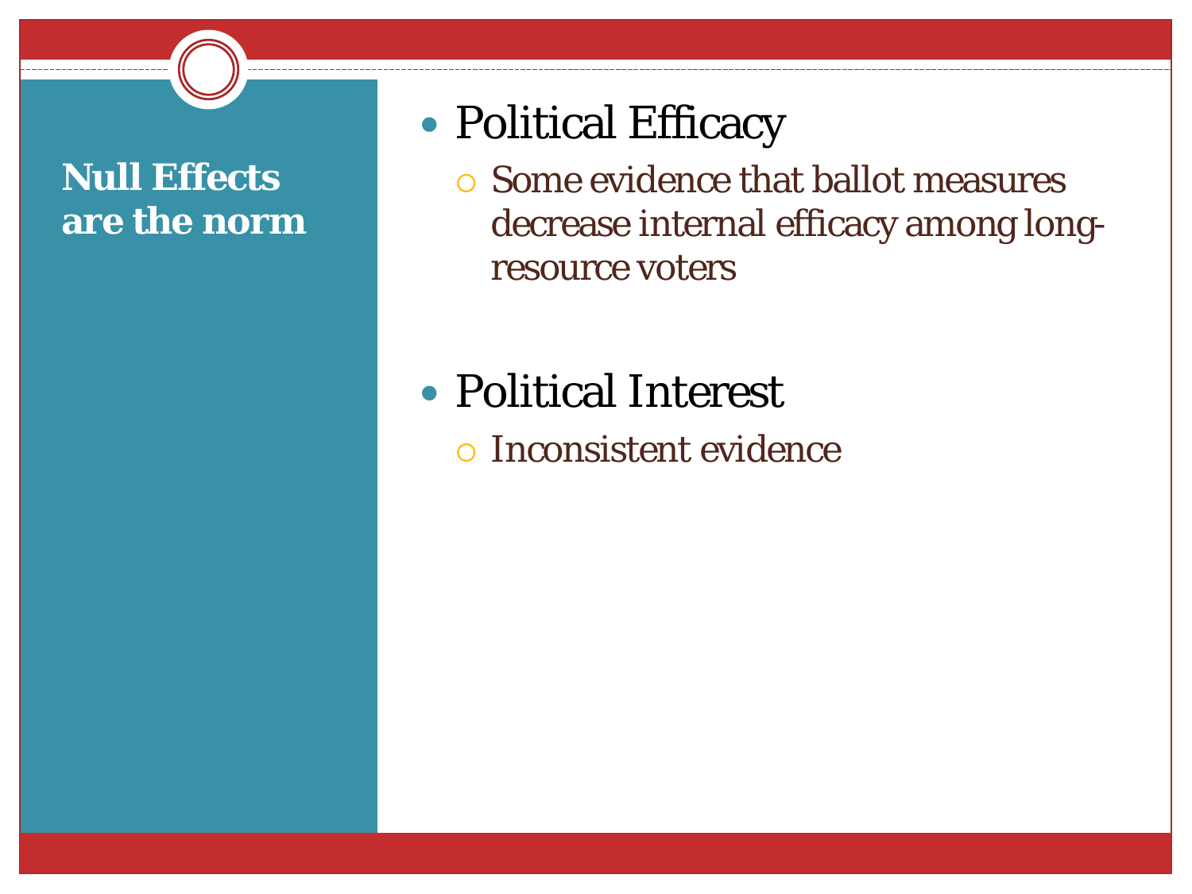## Null Effects are the norm

- Political Efficacy
  - Some evidence that ballot measures decrease internal efficacy among long-resource voters
- Political Interest
  - Inconsistent evidence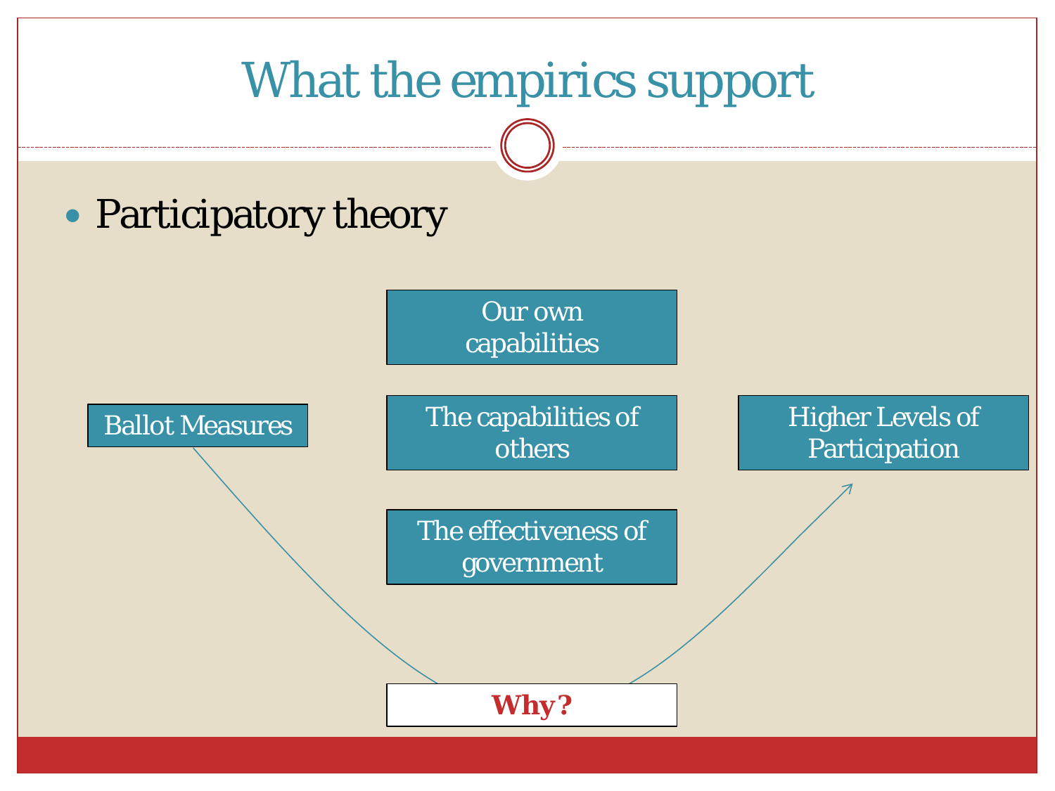# What the empirics support

- Participatory theory

Ballot Measures

Our own capabilities

The capabilities of others

The effectiveness of government

Higher Levels of Participation

**Why?**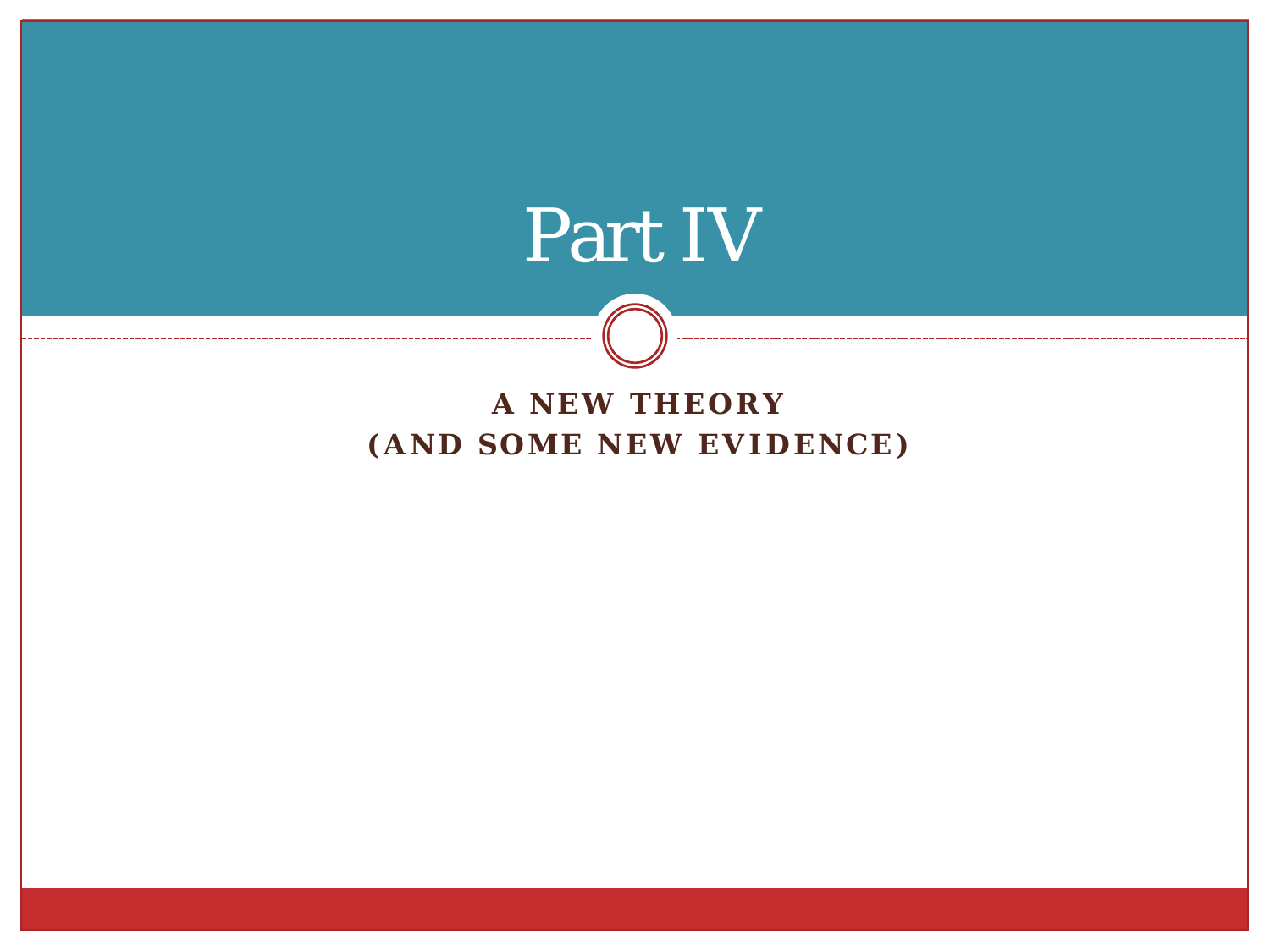# Part IV

**A NEW THEORY**
**(AND SOME NEW EVIDENCE)**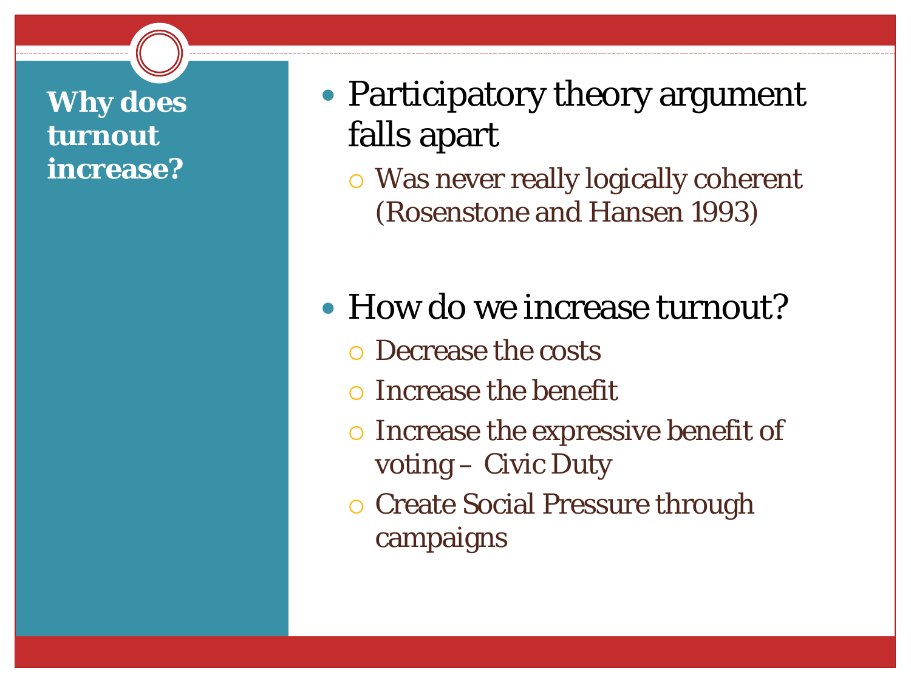## Why does turnout increase?

- Participatory theory argument falls apart
  - Was never really logically coherent (Rosenstone and Hansen 1993)
- How do we increase turnout?
  - Decrease the costs
  - Increase the benefit
  - Increase the expressive benefit of voting – Civic Duty
  - Create Social Pressure through campaigns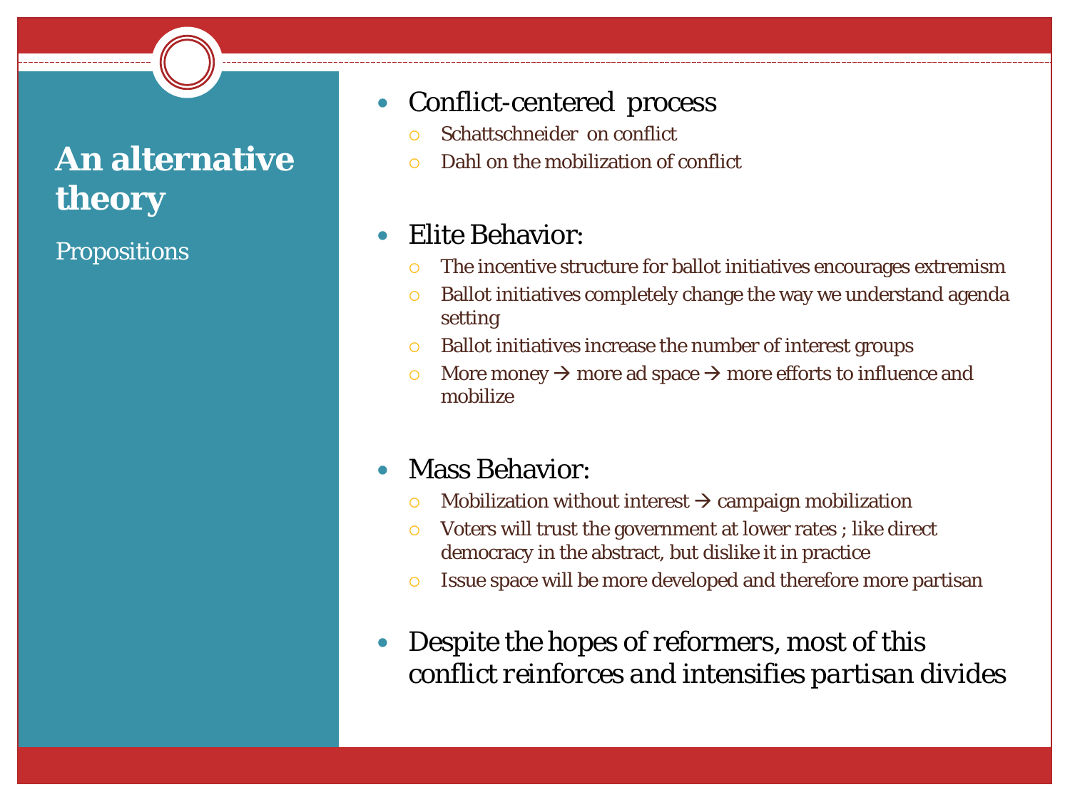# An alternative theory

Propositions

- Conflict-centered process
  - Schattschneider on conflict
  - Dahl on the mobilization of conflict
- Elite Behavior:
  - The incentive structure for ballot initiatives encourages extremism
  - Ballot initiatives completely change the way we understand agenda setting
  - Ballot initiatives increase the number of interest groups
  - More money → more ad space → more efforts to influence and mobilize
- Mass Behavior:
  - Mobilization without interest → campaign mobilization
  - Voters will trust the government at lower rates ; like direct democracy in the abstract, but dislike it in practice
  - Issue space will be more developed and therefore more partisan
- Despite the hopes of reformers, most of this conflict reinforces and intensifies partisan divides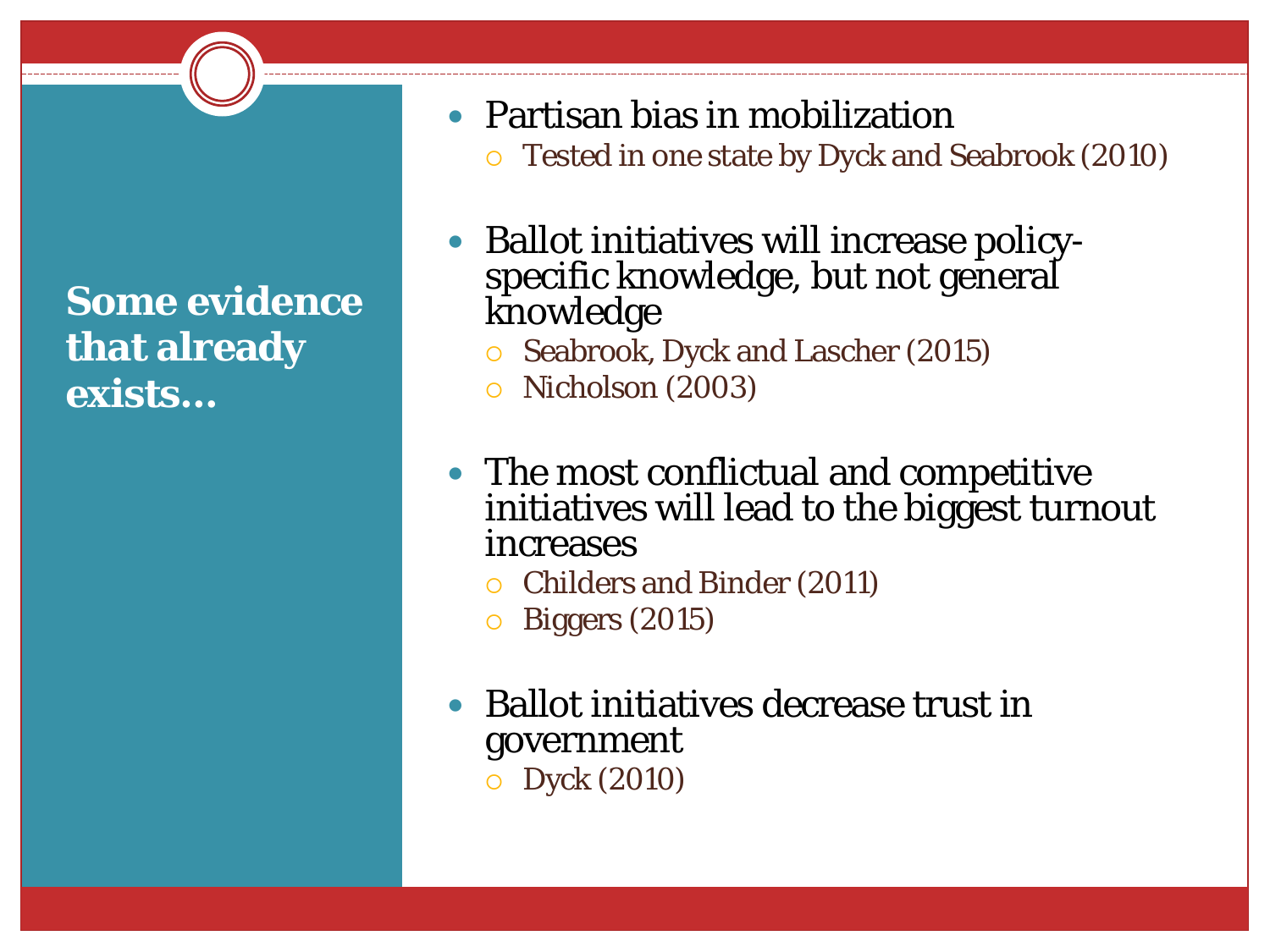## Some evidence that already exists…

- Partisan bias in mobilization
  - Tested in one state by Dyck and Seabrook (2010)
- Ballot initiatives will increase policy-specific knowledge, but not general knowledge
  - Seabrook, Dyck and Lascher (2015)
  - Nicholson (2003)
- The most conflictual and competitive initiatives will lead to the biggest turnout increases
  - Childers and Binder (2011)
  - Biggers (2015)
- Ballot initiatives decrease trust in government
  - Dyck (2010)